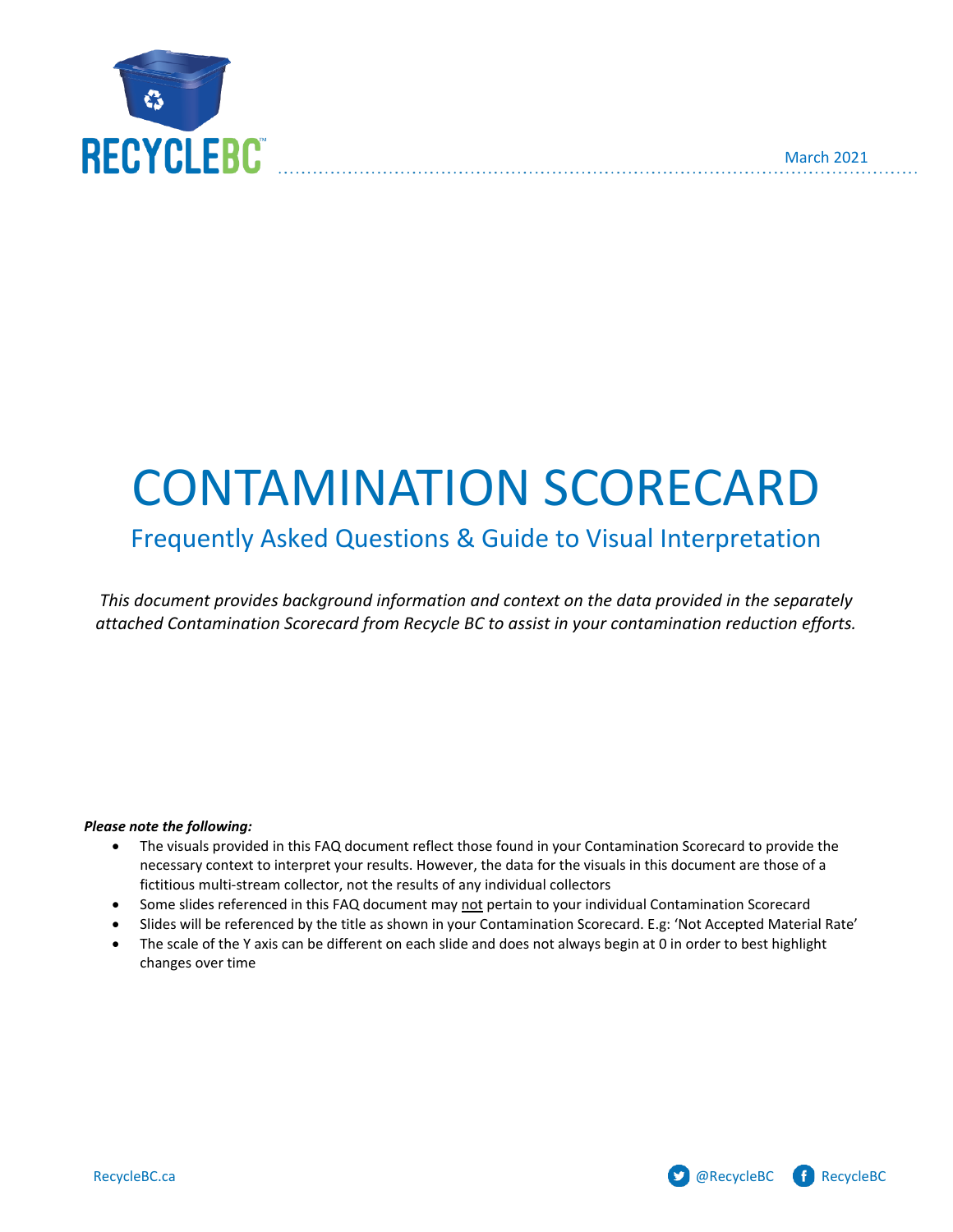March 2021

# CONTAMINATION SCORECARD

## Frequently Asked Questions & Guide to Visual Interpretation

*This document provides background information and context on the data provided in the separately attached Contamination Scorecard from Recycle BC to assist in your contamination reduction efforts.*

***Please note the following:***

- The visuals provided in this FAQ document reflect those found in your Contamination Scorecard to provide the necessary context to interpret your results. However, the data for the visuals in this document are those of a fictitious multi-stream collector, not the results of any individual collectors
- Some slides referenced in this FAQ document may not pertain to your individual Contamination Scorecard
- Slides will be referenced by the title as shown in your Contamination Scorecard. E.g: 'Not Accepted Material Rate'
- The scale of the Y axis can be different on each slide and does not always begin at 0 in order to best highlight changes over time

RecycleBC.ca @RecycleBC RecycleBC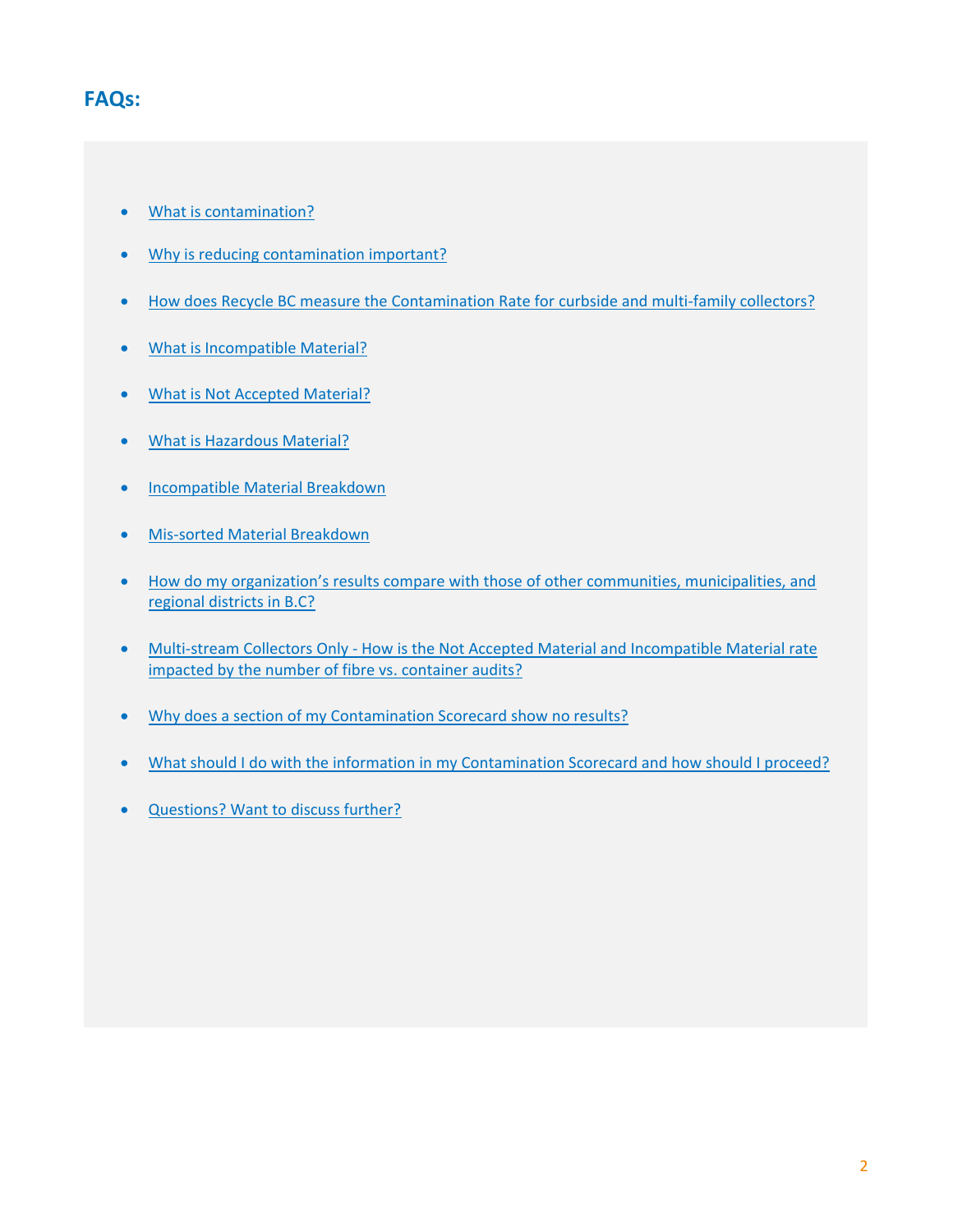## FAQs:

- What is contamination?
- Why is reducing contamination important?
- How does Recycle BC measure the Contamination Rate for curbside and multi-family collectors?
- What is Incompatible Material?
- What is Not Accepted Material?
- What is Hazardous Material?
- Incompatible Material Breakdown
- Mis-sorted Material Breakdown
- How do my organization's results compare with those of other communities, municipalities, and regional districts in B.C?
- Multi-stream Collectors Only - How is the Not Accepted Material and Incompatible Material rate impacted by the number of fibre vs. container audits?
- Why does a section of my Contamination Scorecard show no results?
- What should I do with the information in my Contamination Scorecard and how should I proceed?
- Questions? Want to discuss further?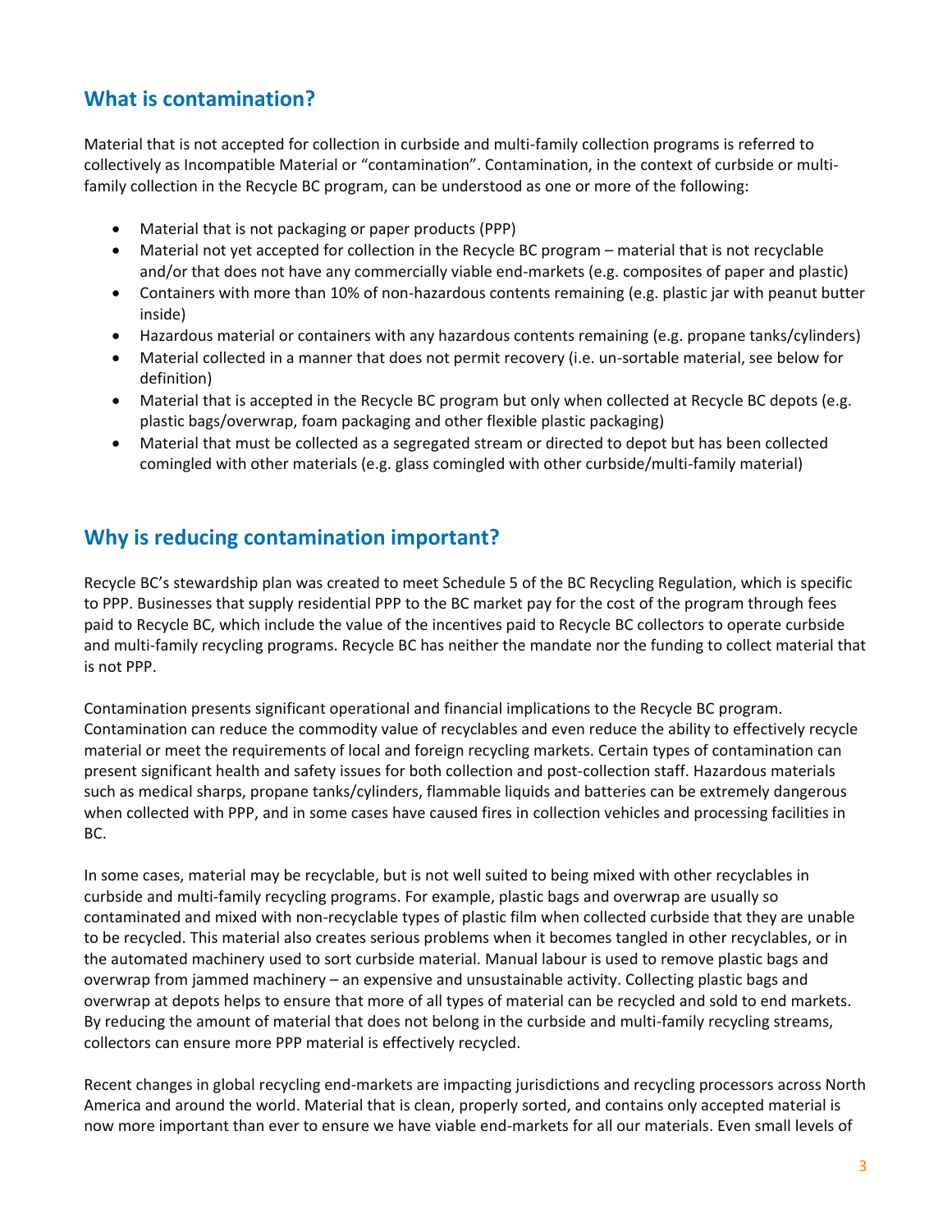## What is contamination?

Material that is not accepted for collection in curbside and multi-family collection programs is referred to collectively as Incompatible Material or "contamination". Contamination, in the context of curbside or multi-family collection in the Recycle BC program, can be understood as one or more of the following:

- Material that is not packaging or paper products (PPP)
- Material not yet accepted for collection in the Recycle BC program – material that is not recyclable and/or that does not have any commercially viable end-markets (e.g. composites of paper and plastic)
- Containers with more than 10% of non-hazardous contents remaining (e.g. plastic jar with peanut butter inside)
- Hazardous material or containers with any hazardous contents remaining (e.g. propane tanks/cylinders)
- Material collected in a manner that does not permit recovery (i.e. un-sortable material, see below for definition)
- Material that is accepted in the Recycle BC program but only when collected at Recycle BC depots (e.g. plastic bags/overwrap, foam packaging and other flexible plastic packaging)
- Material that must be collected as a segregated stream or directed to depot but has been collected comingled with other materials (e.g. glass comingled with other curbside/multi-family material)

## Why is reducing contamination important?

Recycle BC's stewardship plan was created to meet Schedule 5 of the BC Recycling Regulation, which is specific to PPP. Businesses that supply residential PPP to the BC market pay for the cost of the program through fees paid to Recycle BC, which include the value of the incentives paid to Recycle BC collectors to operate curbside and multi-family recycling programs. Recycle BC has neither the mandate nor the funding to collect material that is not PPP.

Contamination presents significant operational and financial implications to the Recycle BC program. Contamination can reduce the commodity value of recyclables and even reduce the ability to effectively recycle material or meet the requirements of local and foreign recycling markets. Certain types of contamination can present significant health and safety issues for both collection and post-collection staff. Hazardous materials such as medical sharps, propane tanks/cylinders, flammable liquids and batteries can be extremely dangerous when collected with PPP, and in some cases have caused fires in collection vehicles and processing facilities in BC.

In some cases, material may be recyclable, but is not well suited to being mixed with other recyclables in curbside and multi-family recycling programs. For example, plastic bags and overwrap are usually so contaminated and mixed with non-recyclable types of plastic film when collected curbside that they are unable to be recycled. This material also creates serious problems when it becomes tangled in other recyclables, or in the automated machinery used to sort curbside material. Manual labour is used to remove plastic bags and overwrap from jammed machinery – an expensive and unsustainable activity. Collecting plastic bags and overwrap at depots helps to ensure that more of all types of material can be recycled and sold to end markets. By reducing the amount of material that does not belong in the curbside and multi-family recycling streams, collectors can ensure more PPP material is effectively recycled.

Recent changes in global recycling end-markets are impacting jurisdictions and recycling processors across North America and around the world. Material that is clean, properly sorted, and contains only accepted material is now more important than ever to ensure we have viable end-markets for all our materials. Even small levels of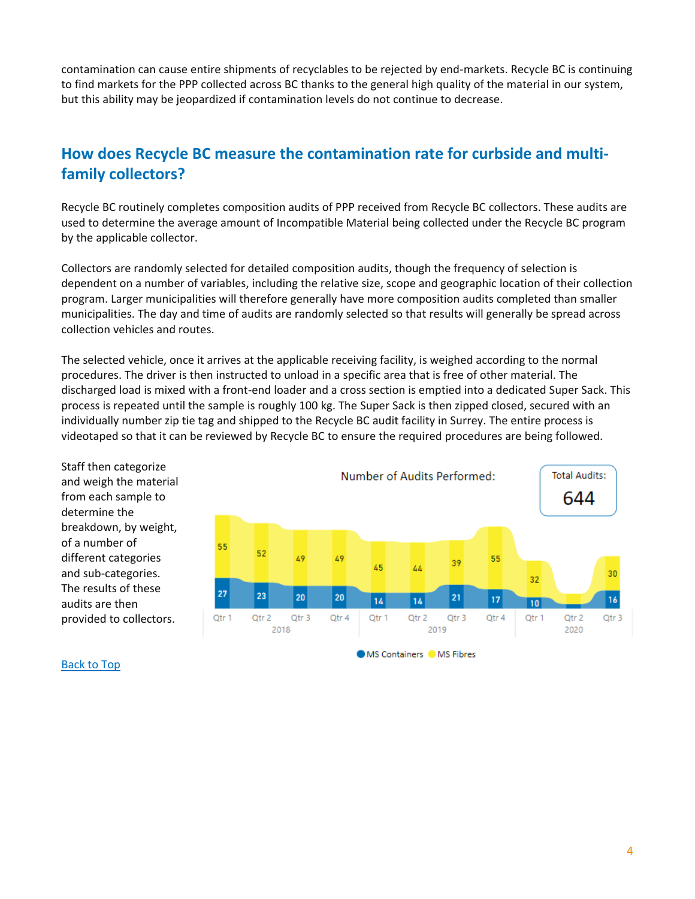contamination can cause entire shipments of recyclables to be rejected by end-markets. Recycle BC is continuing to find markets for the PPP collected across BC thanks to the general high quality of the material in our system, but this ability may be jeopardized if contamination levels do not continue to decrease.

## How does Recycle BC measure the contamination rate for curbside and multi-family collectors?

Recycle BC routinely completes composition audits of PPP received from Recycle BC collectors. These audits are used to determine the average amount of Incompatible Material being collected under the Recycle BC program by the applicable collector.

Collectors are randomly selected for detailed composition audits, though the frequency of selection is dependent on a number of variables, including the relative size, scope and geographic location of their collection program. Larger municipalities will therefore generally have more composition audits completed than smaller municipalities. The day and time of audits are randomly selected so that results will generally be spread across collection vehicles and routes.

The selected vehicle, once it arrives at the applicable receiving facility, is weighed according to the normal procedures. The driver is then instructed to unload in a specific area that is free of other material. The discharged load is mixed with a front-end loader and a cross section is emptied into a dedicated Super Sack. This process is repeated until the sample is roughly 100 kg. The Super Sack is then zipped closed, secured with an individually number zip tie tag and shipped to the Recycle BC audit facility in Surrey. The entire process is videotaped so that it can be reviewed by Recycle BC to ensure the required procedures are being followed.

Staff then categorize and weigh the material from each sample to determine the breakdown, by weight, of a number of different categories and sub-categories. The results of these audits are then provided to collectors.

Number of Audits Performed:

Total Audits: 644

| Year | Quarter | MS Containers | MS Fibres |
|---|---|---|---|
| 2018 | Qtr 1 | 27 | 55 |
| 2018 | Qtr 2 | 23 | 52 |
| 2018 | Qtr 3 | 20 | 49 |
| 2018 | Qtr 4 | 20 | 49 |
| 2019 | Qtr 1 | 14 | 45 |
| 2019 | Qtr 2 | 14 | 44 |
| 2019 | Qtr 3 | 21 | 39 |
| 2019 | Qtr 4 | 17 | 55 |
| 2020 | Qtr 1 | 10 | 32 |
| 2020 | Qtr 2 | | |
| 2020 | Qtr 3 | 16 | 30 |

Back to Top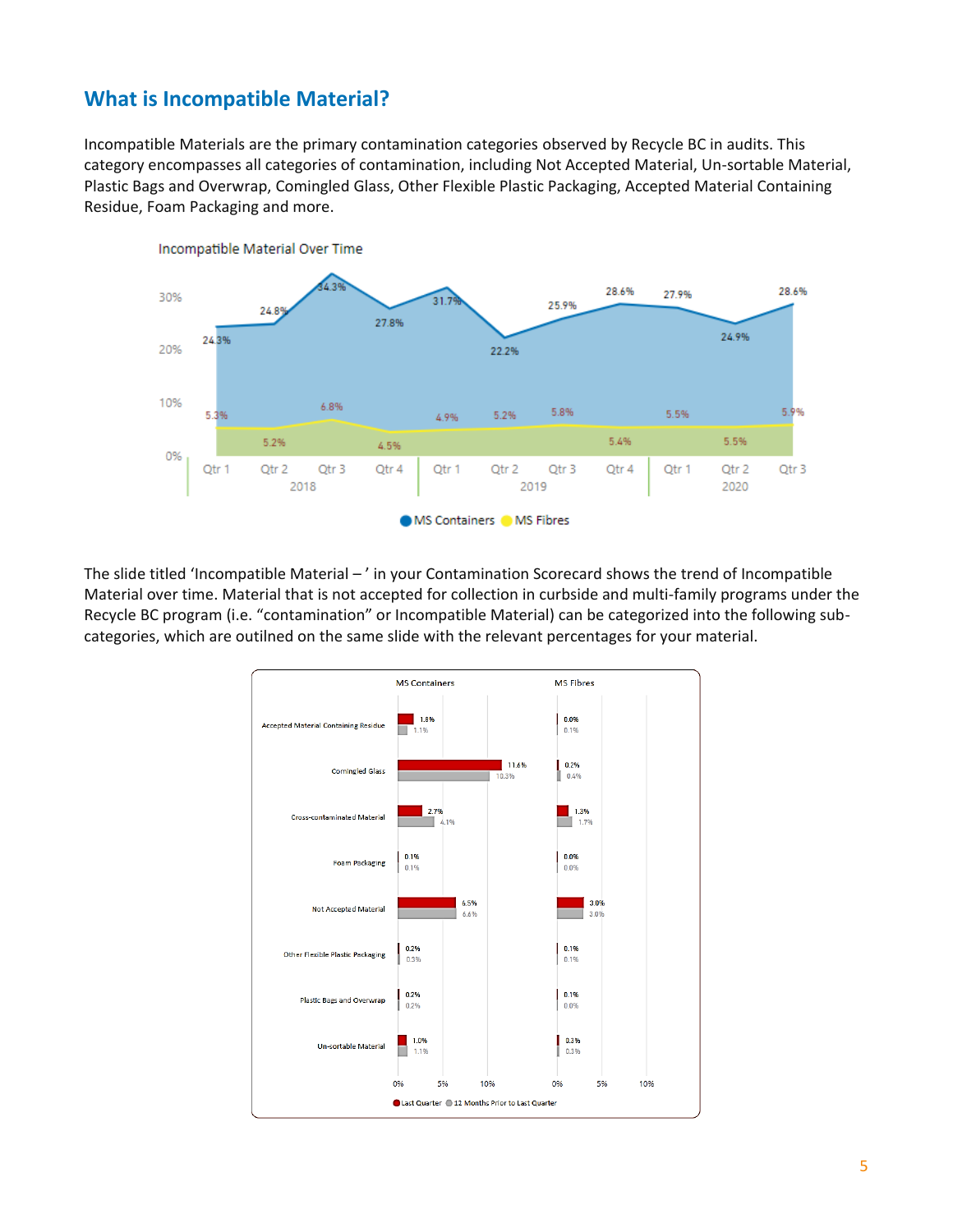## What is Incompatible Material?

Incompatible Materials are the primary contamination categories observed by Recycle BC in audits. This category encompasses all categories of contamination, including Not Accepted Material, Un-sortable Material, Plastic Bags and Overwrap, Comingled Glass, Other Flexible Plastic Packaging, Accepted Material Containing Residue, Foam Packaging and more.

**Incompatible Material Over Time**

| Year | Quarter | MS Containers | MS Fibres |
|---|---|---|---|
| 2018 | Qtr 1 | 24.3% | 5.3% |
| | Qtr 2 | 24.8% | 5.2% |
| | Qtr 3 | 34.3% | 6.8% |
| | Qtr 4 | 27.8% | 4.5% |
| 2019 | Qtr 1 | 31.7% | 4.9% |
| | Qtr 2 | 22.2% | 5.2% |
| | Qtr 3 | 25.9% | 5.8% |
| | Qtr 4 | 28.6% | 5.4% |
| 2020 | Qtr 1 | 27.9% | 5.5% |
| | Qtr 2 | 24.9% | 5.5% |
| | Qtr 3 | 28.6% | 5.9% |

The slide titled 'Incompatible Material – ' in your Contamination Scorecard shows the trend of Incompatible Material over time. Material that is not accepted for collection in curbside and multi-family programs under the Recycle BC program (i.e. "contamination" or Incompatible Material) can be categorized into the following sub-categories, which are outilned on the same slide with the relevant percentages for your material.

| | MS Containers – Last Quarter | MS Containers – 12 Months Prior to Last Quarter | MS Fibres – Last Quarter | MS Fibres – 12 Months Prior to Last Quarter |
|---|---|---|---|---|
| Accepted Material Containing Residue | 1.8% | 1.1% | 0.0% | 0.1% |
| Comingled Glass | 11.6% | 10.3% | 0.2% | 0.4% |
| Cross-contaminated Material | 2.7% | 4.1% | 1.3% | 1.7% |
| Foam Packaging | 0.1% | 0.1% | 0.0% | 0.0% |
| Not Accepted Material | 6.5% | 6.6% | 3.0% | 3.0% |
| Other Flexible Plastic Packaging | 0.2% | 0.5% | 0.1% | 0.1% |
| Plastic Bags and Overwrap | 0.2% | 0.2% | 0.1% | 0.0% |
| Un-sortable Material | 1.0% | 1.1% | 0.3% | 0.3% |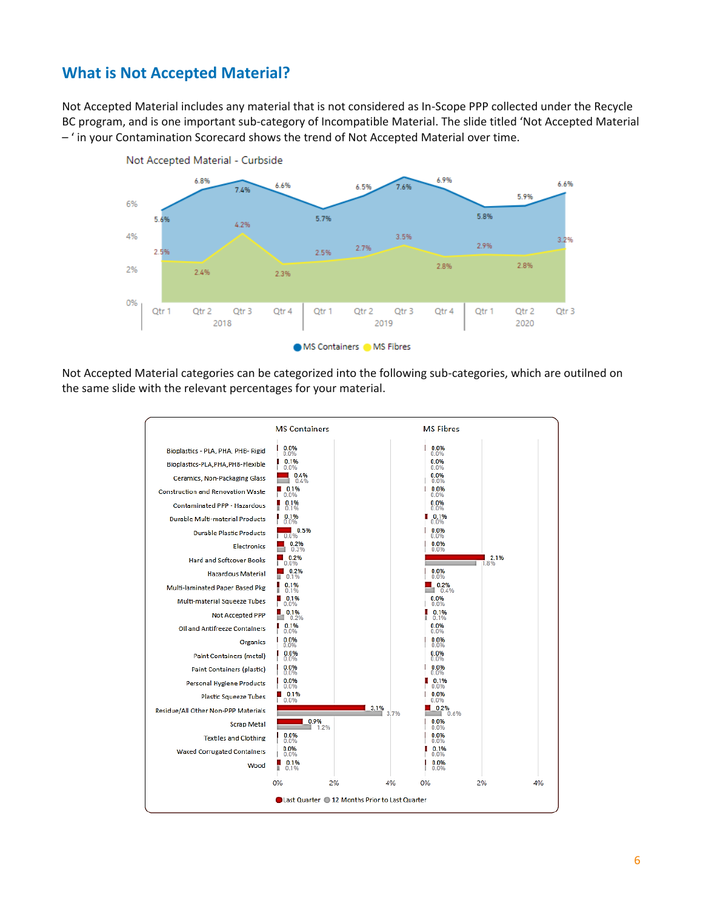## What is Not Accepted Material?

Not Accepted Material includes any material that is not considered as In-Scope PPP collected under the Recycle BC program, and is one important sub-category of Incompatible Material. The slide titled 'Not Accepted Material – ' in your Contamination Scorecard shows the trend of Not Accepted Material over time.

**Not Accepted Material - Curbside**

| Year | Quarter | MS Containers | MS Fibres |
|---|---|---|---|
| 2018 | Qtr 1 | 5.6% | 2.5% |
| 2018 | Qtr 2 | 6.8% | 2.4% |
| 2018 | Qtr 3 | 7.4% | 4.2% |
| 2018 | Qtr 4 | 6.6% | 2.3% |
| 2019 | Qtr 1 | 5.7% | 2.5% |
| 2019 | Qtr 2 | 6.5% | 2.7% |
| 2019 | Qtr 3 | 7.6% | 3.5% |
| 2019 | Qtr 4 | 6.9% | 2.8% |
| 2020 | Qtr 1 | 5.8% | 2.9% |
| 2020 | Qtr 2 | 5.9% | 2.8% |
| 2020 | Qtr 3 | 6.6% | 3.2% |

Not Accepted Material categories can be categorized into the following sub-categories, which are outilned on the same slide with the relevant percentages for your material.

| Category | MS Containers – Last Quarter | MS Containers – 12 Months Prior to Last Quarter | MS Fibres – Last Quarter | MS Fibres – 12 Months Prior to Last Quarter |
|---|---|---|---|---|
| Bioplastics - PLA, PHA, PHB- Rigid | 0.0% | 0.0% | 0.0% | 0.0% |
| Bioplastics-PLA,PHA,PHB-Flexible | 0.1% | 0.0% | 0.0% | 0.0% |
| Ceramics, Non-Packaging Glass | 0.4% | 0.4% | 0.0% | 0.0% |
| Construction and Renovation Waste | 0.1% | 0.0% | 0.0% | 0.0% |
| Contaminated PPP - Hazardous | 0.1% | 0.1% | 0.0% | 0.0% |
| Durable Multi-material Products | 0.1% | 0.0% | 0.1% | 0.0% |
| Durable Plastic Products | 0.5% | 0.0% | 0.0% | 0.0% |
| Electronics | 0.2% | 0.3% | 0.0% | 0.0% |
| Hard and Softcover Books | 0.2% | 0.0% | 2.1% | 1.8% |
| Hazardous Material | 0.2% | 0.1% | 0.0% | 0.0% |
| Multi-laminated Paper Based Pkg | 0.1% | 0.1% | 0.2% | 0.4% |
| Multi-material Squeeze Tubes | 0.1% | 0.0% | 0.0% | 0.0% |
| Not Accepted PPP | 0.1% | 0.2% | 0.1% | 0.1% |
| Oil and Antifreeze Containers | 0.1% | 0.0% | 0.0% | 0.0% |
| Organics | 0.0% | 0.0% | 0.0% | 0.0% |
| Paint Containers (metal) | 0.0% | 0.0% | 0.0% | 0.0% |
| Paint Containers (plastic) | 0.0% | 0.0% | 0.0% | 0.0% |
| Personal Hygiene Products | 0.0% | 0.0% | 0.1% | 0.0% |
| Plastic Squeeze Tubes | 0.1% | 0.0% | 0.0% | 0.0% |
| Residue/All Other Non-PPP Materials | 3.1% | 3.7% | 0.2% | 0.6% |
| Scrap Metal | 0.9% | 1.2% | 0.0% | 0.0% |
| Textiles and Clothing | 0.0% | 0.0% | 0.0% | 0.0% |
| Waxed Corrugated Containers | 0.0% | 0.0% | 0.1% | 0.0% |
| Wood | 0.1% | 0.1% | 0.0% | 0.0% |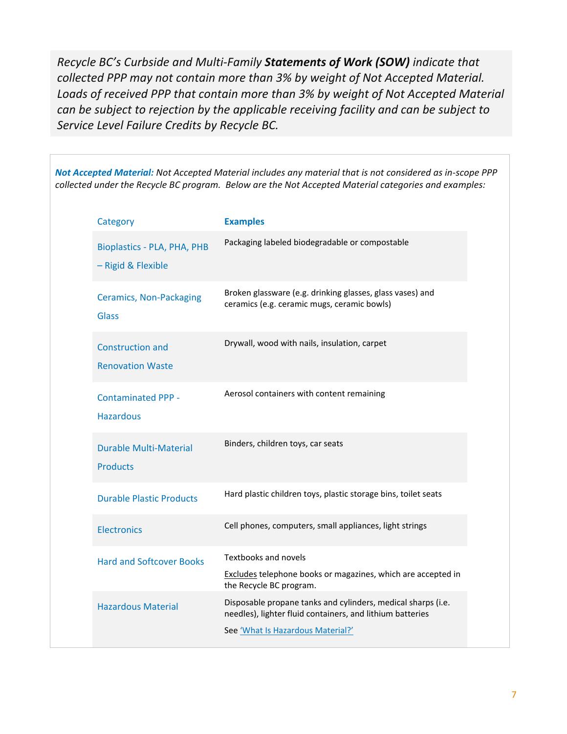*Recycle BC's Curbside and Multi-Family **Statements of Work (SOW)** indicate that collected PPP may not contain more than 3% by weight of Not Accepted Material. Loads of received PPP that contain more than 3% by weight of Not Accepted Material can be subject to rejection by the applicable receiving facility and can be subject to Service Level Failure Credits by Recycle BC.*

***Not Accepted Material:*** *Not Accepted Material includes any material that is not considered as in-scope PPP collected under the Recycle BC program. Below are the Not Accepted Material categories and examples:*

| Category | **Examples** |
|---|---|
| Bioplastics - PLA, PHA, PHB – Rigid & Flexible | Packaging labeled biodegradable or compostable |
| Ceramics, Non-Packaging Glass | Broken glassware (e.g. drinking glasses, glass vases) and ceramics (e.g. ceramic mugs, ceramic bowls) |
| Construction and Renovation Waste | Drywall, wood with nails, insulation, carpet |
| Contaminated PPP - Hazardous | Aerosol containers with content remaining |
| Durable Multi-Material Products | Binders, children toys, car seats |
| Durable Plastic Products | Hard plastic children toys, plastic storage bins, toilet seats |
| Electronics | Cell phones, computers, small appliances, light strings |
| Hard and Softcover Books | Textbooks and novels<br>Excludes telephone books or magazines, which are accepted in the Recycle BC program. |
| Hazardous Material | Disposable propane tanks and cylinders, medical sharps (i.e. needles), lighter fluid containers, and lithium batteries<br>See 'What Is Hazardous Material?' |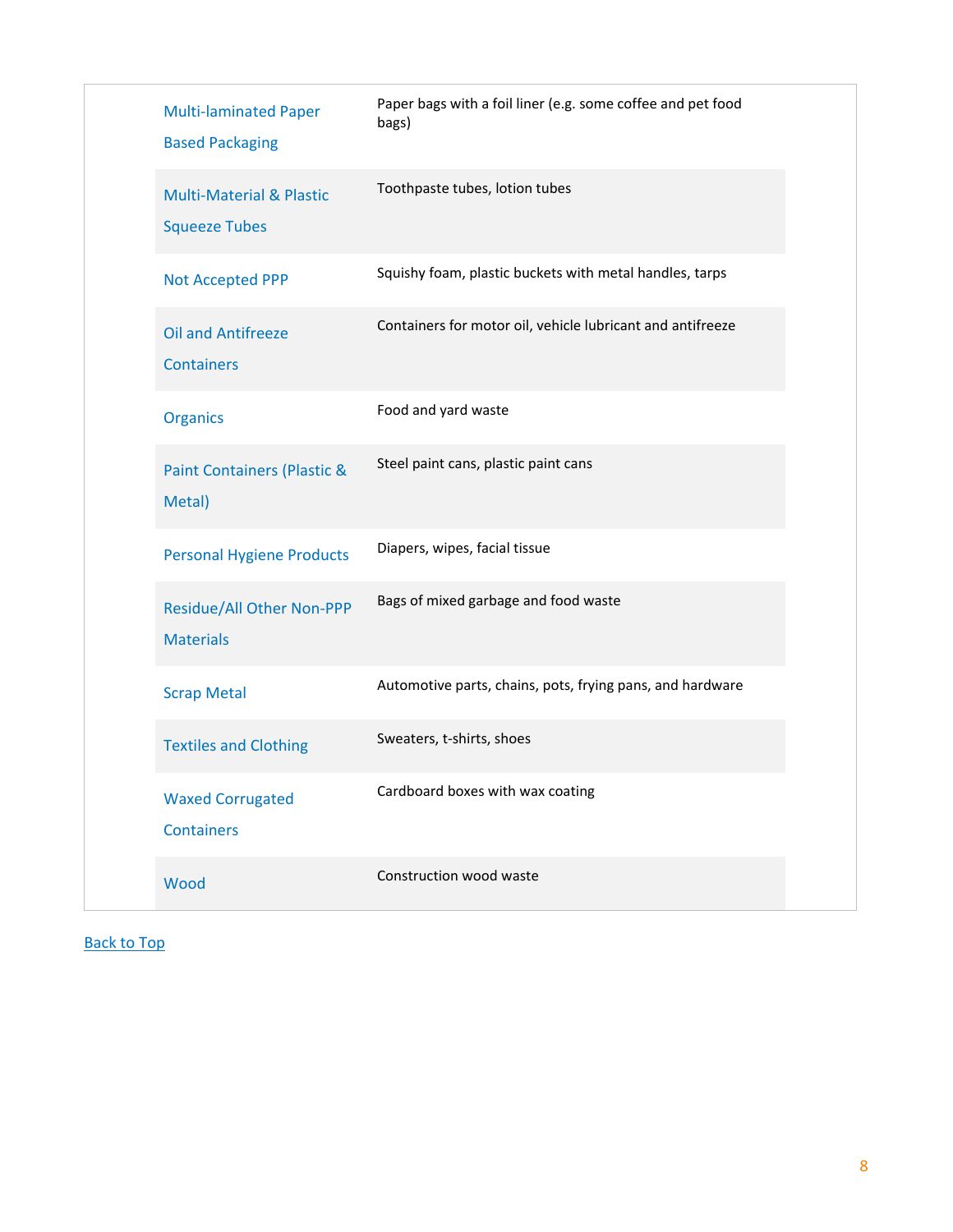| | |
|---|---|
| Multi-laminated Paper Based Packaging | Paper bags with a foil liner (e.g. some coffee and pet food bags) |
| Multi-Material & Plastic Squeeze Tubes | Toothpaste tubes, lotion tubes |
| Not Accepted PPP | Squishy foam, plastic buckets with metal handles, tarps |
| Oil and Antifreeze Containers | Containers for motor oil, vehicle lubricant and antifreeze |
| Organics | Food and yard waste |
| Paint Containers (Plastic & Metal) | Steel paint cans, plastic paint cans |
| Personal Hygiene Products | Diapers, wipes, facial tissue |
| Residue/All Other Non-PPP Materials | Bags of mixed garbage and food waste |
| Scrap Metal | Automotive parts, chains, pots, frying pans, and hardware |
| Textiles and Clothing | Sweaters, t-shirts, shoes |
| Waxed Corrugated Containers | Cardboard boxes with wax coating |
| Wood | Construction wood waste |

Back to Top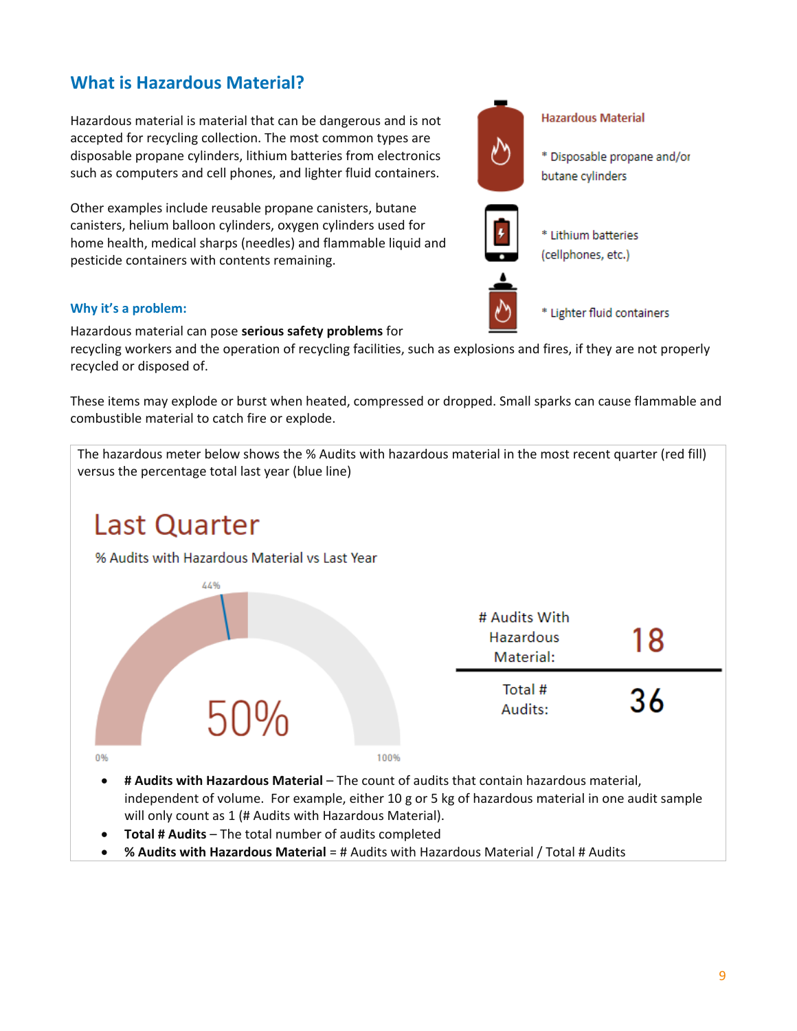## What is Hazardous Material?

Hazardous material is material that can be dangerous and is not accepted for recycling collection. The most common types are disposable propane cylinders, lithium batteries from electronics such as computers and cell phones, and lighter fluid containers.

Other examples include reusable propane canisters, butane canisters, helium balloon cylinders, oxygen cylinders used for home health, medical sharps (needles) and flammable liquid and pesticide containers with contents remaining.

Hazardous Material

* Disposable propane and/or butane cylinders
* Lithium batteries (cellphones, etc.)
* Lighter fluid containers

### Why it's a problem:

Hazardous material can pose **serious safety problems** for recycling workers and the operation of recycling facilities, such as explosions and fires, if they are not properly recycled or disposed of.

These items may explode or burst when heated, compressed or dropped. Small sparks can cause flammable and combustible material to catch fire or explode.

The hazardous meter below shows the % Audits with hazardous material in the most recent quarter (red fill) versus the percentage total last year (blue line)

**Last Quarter**

% Audits with Hazardous Material vs Last Year

44%

50%

0% — 100%

| | |
|---|---|
| # Audits With Hazardous Material: | 18 |
| Total # Audits: | 36 |

- **# Audits with Hazardous Material** – The count of audits that contain hazardous material, independent of volume. For example, either 10 g or 5 kg of hazardous material in one audit sample will only count as 1 (# Audits with Hazardous Material).
- **Total # Audits** – The total number of audits completed
- **% Audits with Hazardous Material** = # Audits with Hazardous Material / Total # Audits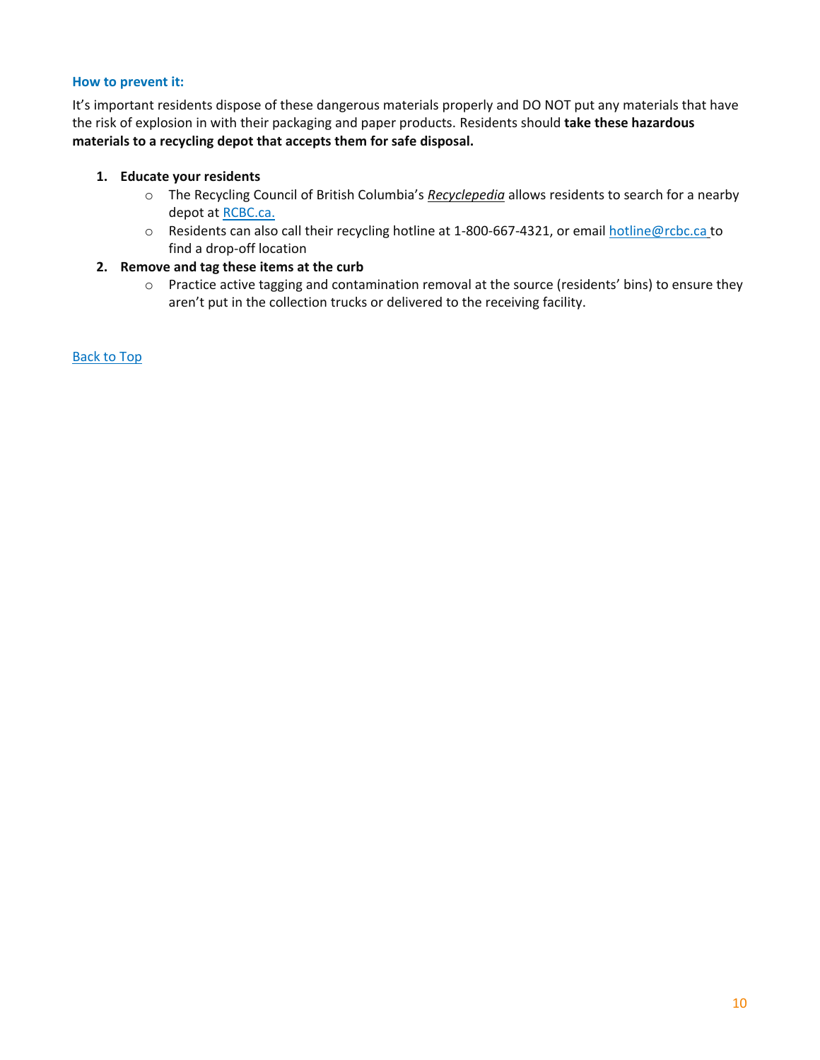### How to prevent it:

It's important residents dispose of these dangerous materials properly and DO NOT put any materials that have the risk of explosion in with their packaging and paper products. Residents should **take these hazardous materials to a recycling depot that accepts them for safe disposal.**

1. **Educate your residents**
   - The Recycling Council of British Columbia's ***Recyclepedia*** allows residents to search for a nearby depot at [RCBC.ca.](RCBC.ca)
   - Residents can also call their recycling hotline at 1-800-667-4321, or email [hotline@rcbc.ca](mailto:hotline@rcbc.ca) to find a drop-off location
2. **Remove and tag these items at the curb**
   - Practice active tagging and contamination removal at the source (residents' bins) to ensure they aren't put in the collection trucks or delivered to the receiving facility.

Back to Top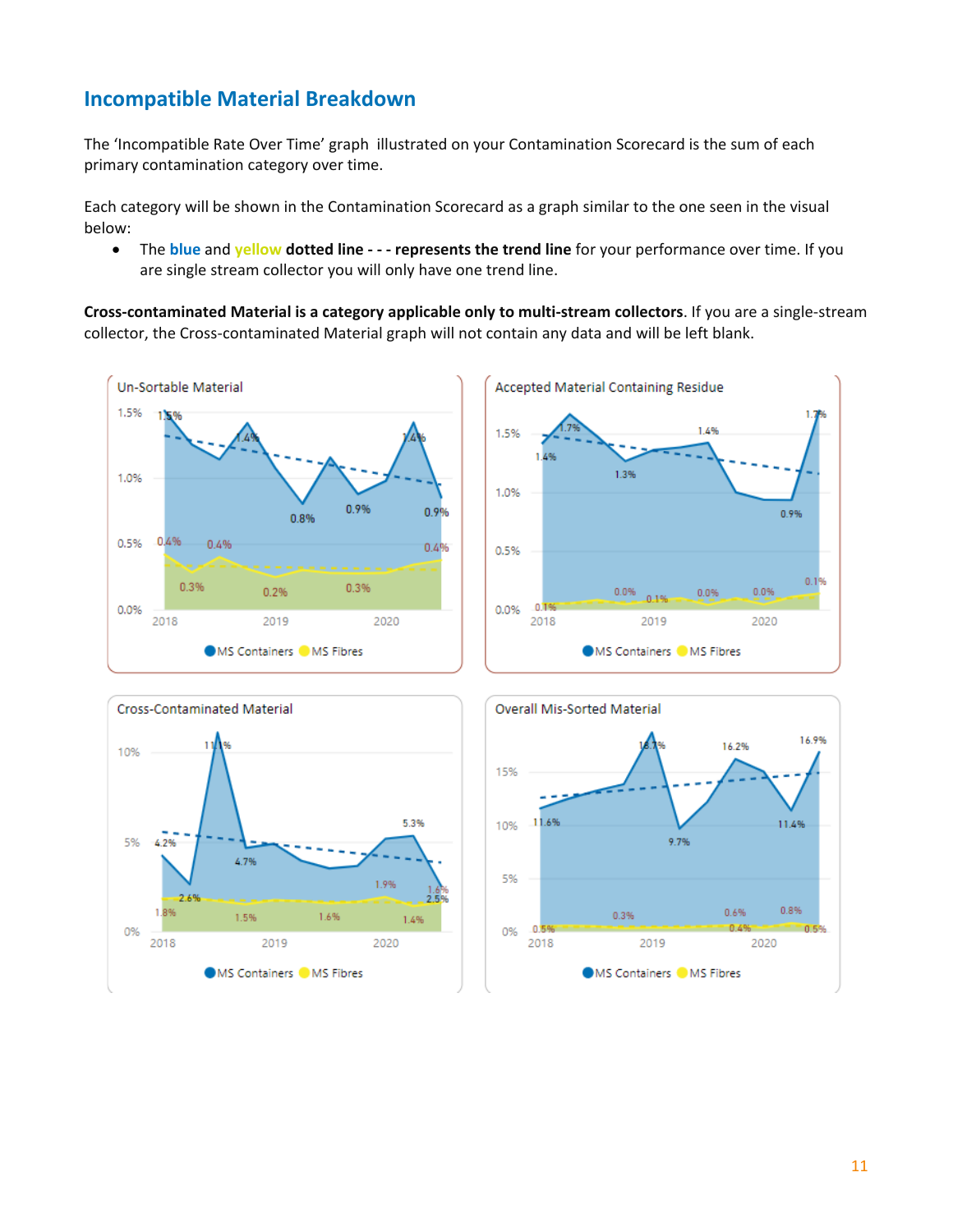## Incompatible Material Breakdown

The 'Incompatible Rate Over Time' graph illustrated on your Contamination Scorecard is the sum of each primary contamination category over time.

Each category will be shown in the Contamination Scorecard as a graph similar to the one seen in the visual below:

- The blue and yellow **dotted line - - - represents the trend line** for your performance over time. If you are single stream collector you will only have one trend line.

**Cross-contaminated Material is a category applicable only to multi-stream collectors**. If you are a single-stream collector, the Cross-contaminated Material graph will not contain any data and will be left blank.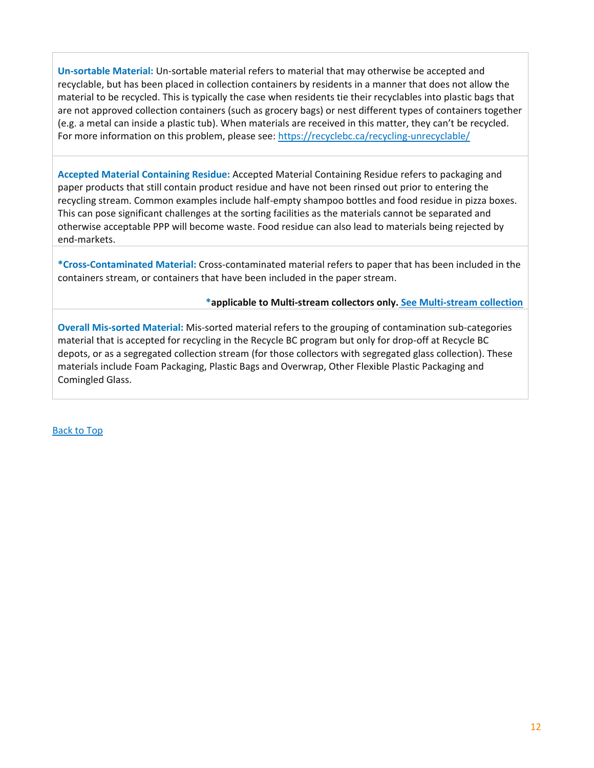**Un-sortable Material:** Un-sortable material refers to material that may otherwise be accepted and recyclable, but has been placed in collection containers by residents in a manner that does not allow the material to be recycled. This is typically the case when residents tie their recyclables into plastic bags that are not approved collection containers (such as grocery bags) or nest different types of containers together (e.g. a metal can inside a plastic tub). When materials are received in this matter, they can't be recycled. For more information on this problem, please see: [https://recyclebc.ca/recycling-unrecyclable/](https://recyclebc.ca/recycling-unrecyclable/)

**Accepted Material Containing Residue:** Accepted Material Containing Residue refers to packaging and paper products that still contain product residue and have not been rinsed out prior to entering the recycling stream. Common examples include half-empty shampoo bottles and food residue in pizza boxes. This can pose significant challenges at the sorting facilities as the materials cannot be separated and otherwise acceptable PPP will become waste. Food residue can also lead to materials being rejected by end-markets.

***Cross-Contaminated Material:** Cross-contaminated material refers to paper that has been included in the containers stream, or containers that have been included in the paper stream.

***applicable to Multi-stream collectors only.** **See Multi-stream collection**

**Overall Mis-sorted Material:** Mis-sorted material refers to the grouping of contamination sub-categories material that is accepted for recycling in the Recycle BC program but only for drop-off at Recycle BC depots, or as a segregated collection stream (for those collectors with segregated glass collection). These materials include Foam Packaging, Plastic Bags and Overwrap, Other Flexible Plastic Packaging and Comingled Glass.

Back to Top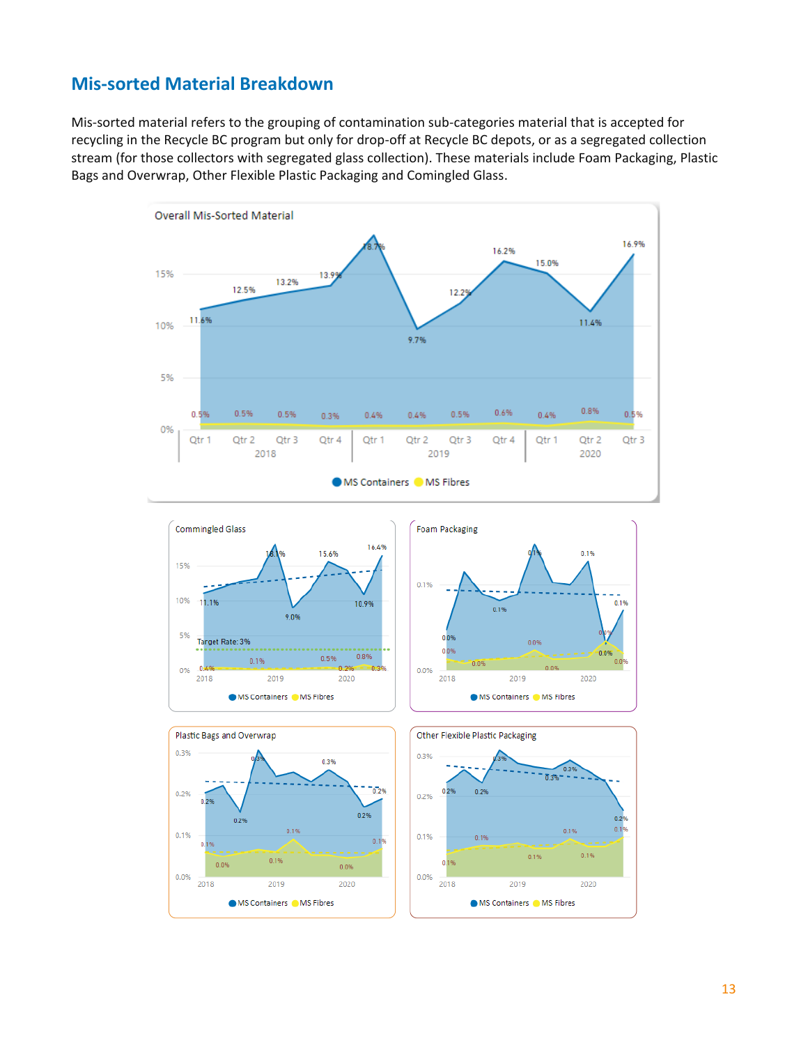## Mis-sorted Material Breakdown

Mis-sorted material refers to the grouping of contamination sub-categories material that is accepted for recycling in the Recycle BC program but only for drop-off at Recycle BC depots, or as a segregated collection stream (for those collectors with segregated glass collection). These materials include Foam Packaging, Plastic Bags and Overwrap, Other Flexible Plastic Packaging and Comingled Glass.

**Overall Mis-Sorted Material**

| Year | Quarter | MS Containers | MS Fibres |
| --- | --- | --- | --- |
| 2018 | Qtr 1 | 11.6% | 0.5% |
| 2018 | Qtr 2 | 12.5% | 0.5% |
| 2018 | Qtr 3 | 13.2% | 0.5% |
| 2018 | Qtr 4 | 13.9% | 0.3% |
| 2019 | Qtr 1 | 18.7% | 0.4% |
| 2019 | Qtr 2 | 9.7% | 0.4% |
| 2019 | Qtr 3 | 12.2% | 0.5% |
| 2019 | Qtr 4 | 16.2% | 0.6% |
| 2020 | Qtr 1 | 15.0% | 0.4% |
| 2020 | Qtr 2 | 11.4% | 0.8% |
| 2020 | Qtr 3 | 16.9% | 0.5% |

**Commingled Glass** (Target Rate: 3%) — MS Containers, MS Fibres; labels: 11.1%, 18.1%, 9.0%, 15.6%, 10.9%, 16.4%; 0.4%, 0.1%, 0.5%, 0.2%, 0.8%, 0.3%

**Foam Packaging** — MS Containers, MS Fibres; labels: 0.0%, 0.1%, 0.1%, 0.1%, 0.1%; 0.0%, 0.0%, 0.0%, 0.0%, 0.0%, 0.0%

**Plastic Bags and Overwrap** — MS Containers, MS Fibres; labels: 0.2%, 0.2%, 0.3%, 0.3%, 0.2%, 0.2%; 0.1%, 0.0%, 0.1%, 0.1%, 0.0%, 0.1%

**Other Flexible Plastic Packaging** — MS Containers, MS Fibres; labels: 0.2%, 0.2%, 0.3%, 0.3%, 0.3%, 0.2%; 0.1%, 0.1%, 0.1%, 0.1%, 0.1%, 0.1%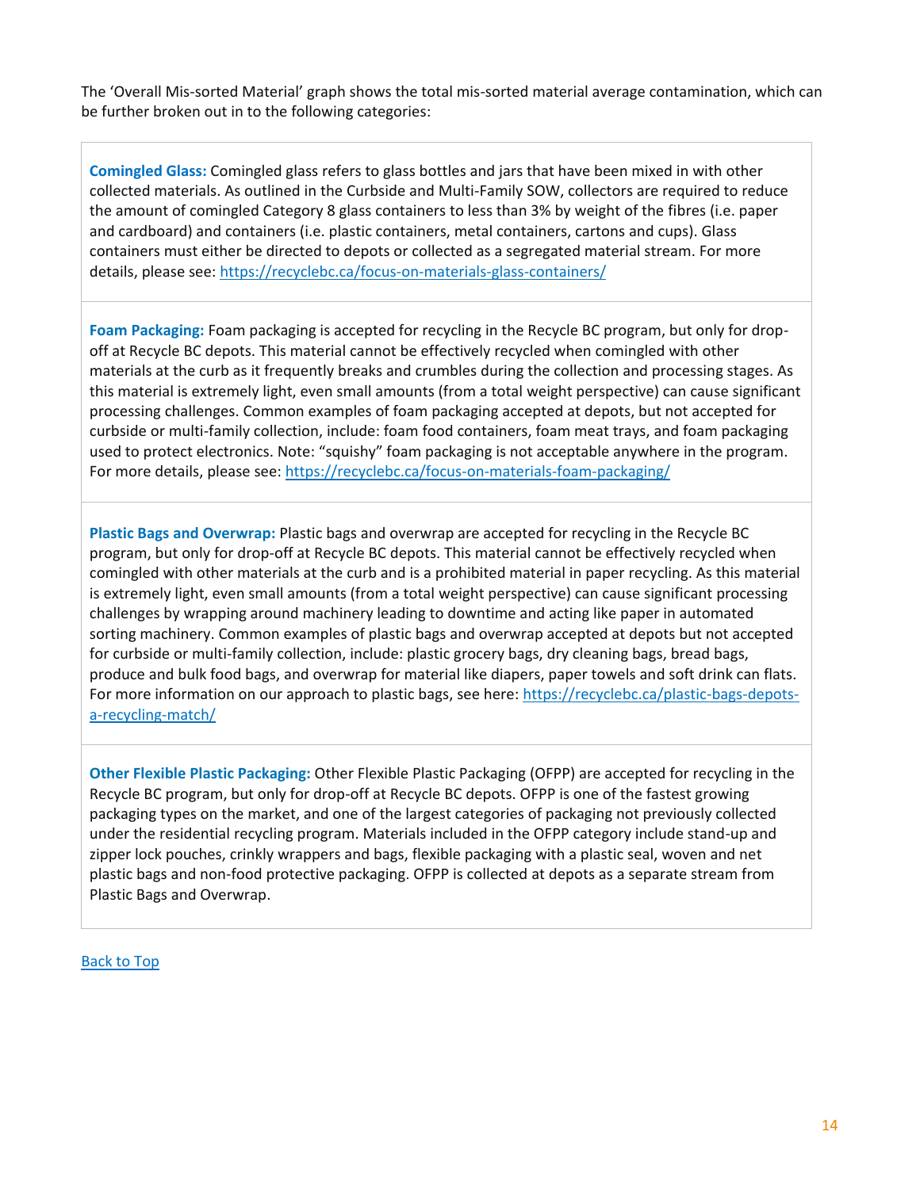The 'Overall Mis-sorted Material' graph shows the total mis-sorted material average contamination, which can be further broken out in to the following categories:

**Comingled Glass:** Comingled glass refers to glass bottles and jars that have been mixed in with other collected materials. As outlined in the Curbside and Multi-Family SOW, collectors are required to reduce the amount of comingled Category 8 glass containers to less than 3% by weight of the fibres (i.e. paper and cardboard) and containers (i.e. plastic containers, metal containers, cartons and cups). Glass containers must either be directed to depots or collected as a segregated material stream. For more details, please see: https://recyclebc.ca/focus-on-materials-glass-containers/

**Foam Packaging:** Foam packaging is accepted for recycling in the Recycle BC program, but only for drop-off at Recycle BC depots. This material cannot be effectively recycled when comingled with other materials at the curb as it frequently breaks and crumbles during the collection and processing stages. As this material is extremely light, even small amounts (from a total weight perspective) can cause significant processing challenges. Common examples of foam packaging accepted at depots, but not accepted for curbside or multi-family collection, include: foam food containers, foam meat trays, and foam packaging used to protect electronics. Note: "squishy" foam packaging is not acceptable anywhere in the program. For more details, please see: https://recyclebc.ca/focus-on-materials-foam-packaging/

**Plastic Bags and Overwrap:** Plastic bags and overwrap are accepted for recycling in the Recycle BC program, but only for drop-off at Recycle BC depots. This material cannot be effectively recycled when comingled with other materials at the curb and is a prohibited material in paper recycling. As this material is extremely light, even small amounts (from a total weight perspective) can cause significant processing challenges by wrapping around machinery leading to downtime and acting like paper in automated sorting machinery. Common examples of plastic bags and overwrap accepted at depots but not accepted for curbside or multi-family collection, include: plastic grocery bags, dry cleaning bags, bread bags, produce and bulk food bags, and overwrap for material like diapers, paper towels and soft drink can flats. For more information on our approach to plastic bags, see here: https://recyclebc.ca/plastic-bags-depots-a-recycling-match/

**Other Flexible Plastic Packaging:** Other Flexible Plastic Packaging (OFPP) are accepted for recycling in the Recycle BC program, but only for drop-off at Recycle BC depots. OFPP is one of the fastest growing packaging types on the market, and one of the largest categories of packaging not previously collected under the residential recycling program. Materials included in the OFPP category include stand-up and zipper lock pouches, crinkly wrappers and bags, flexible packaging with a plastic seal, woven and net plastic bags and non-food protective packaging. OFPP is collected at depots as a separate stream from Plastic Bags and Overwrap.

Back to Top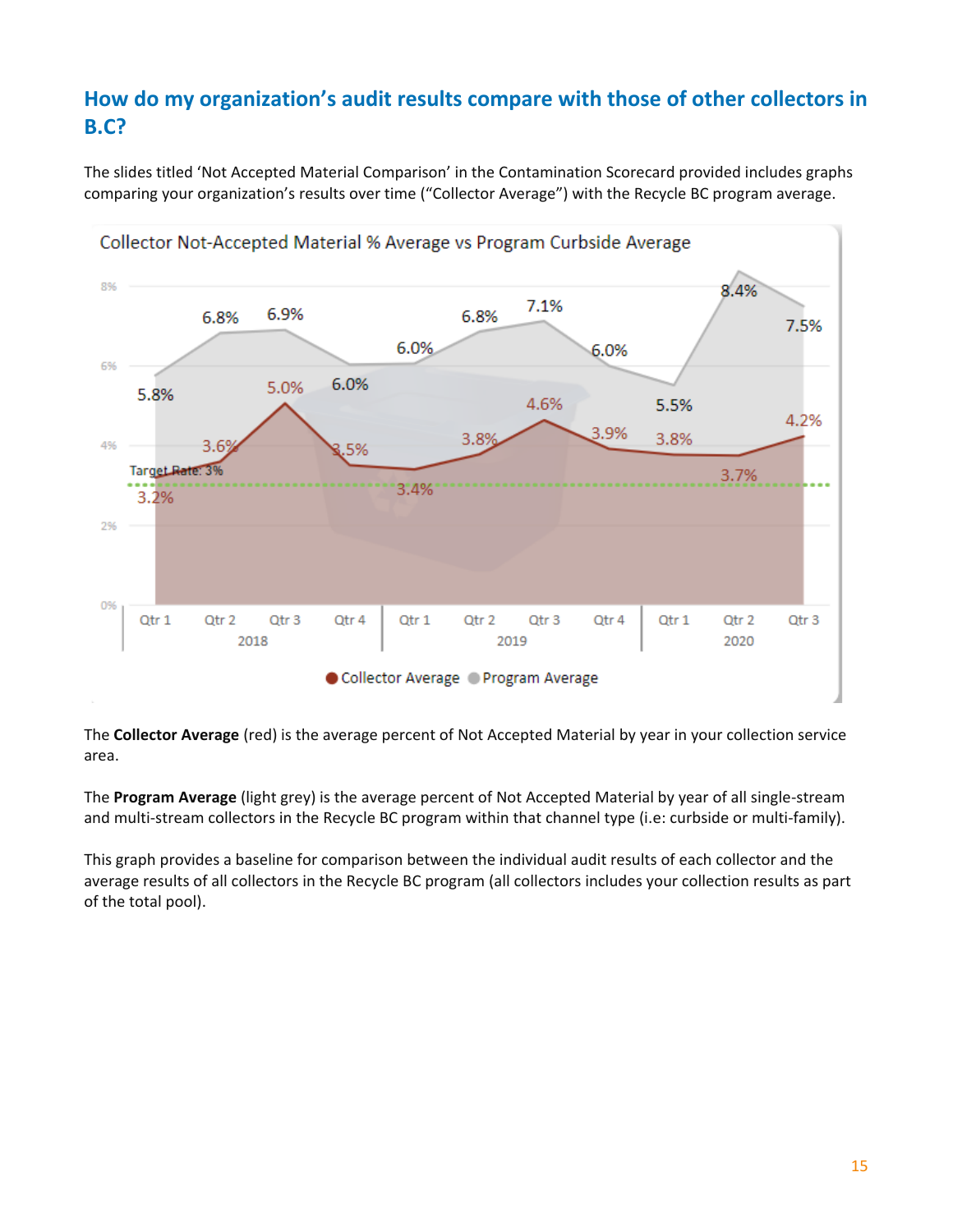## How do my organization's audit results compare with those of other collectors in B.C?

The slides titled 'Not Accepted Material Comparison' in the Contamination Scorecard provided includes graphs comparing your organization's results over time ("Collector Average") with the Recycle BC program average.

Collector Not-Accepted Material % Average vs Program Curbside Average

The **Collector Average** (red) is the average percent of Not Accepted Material by year in your collection service area.

The **Program Average** (light grey) is the average percent of Not Accepted Material by year of all single-stream and multi-stream collectors in the Recycle BC program within that channel type (i.e: curbside or multi-family).

This graph provides a baseline for comparison between the individual audit results of each collector and the average results of all collectors in the Recycle BC program (all collectors includes your collection results as part of the total pool).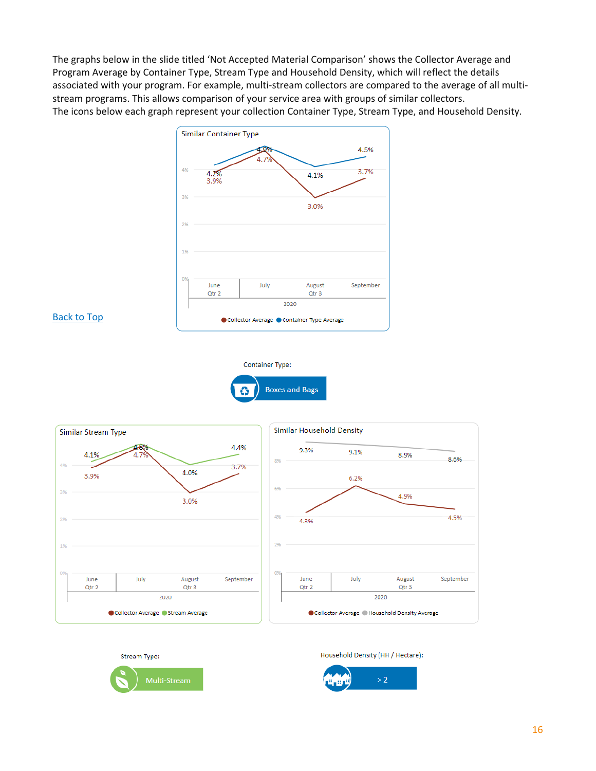The graphs below in the slide titled 'Not Accepted Material Comparison' shows the Collector Average and Program Average by Container Type, Stream Type and Household Density, which will reflect the details associated with your program. For example, multi-stream collectors are compared to the average of all multi-stream programs. This allows comparison of your service area with groups of similar collectors.
The icons below each graph represent your collection Container Type, Stream Type, and Household Density.

Back to Top

**Similar Container Type**

| 2020 | June (Qtr 2) | July | August (Qtr 3) | September |
|---|---|---|---|---|
| Collector Average | 3.9% | 4.7% | 3.0% | 3.7% |
| Container Type Average | 4.2% | 4.9% | 4.1% | 4.5% |

Container Type: Boxes and Bags

**Similar Stream Type**

| 2020 | June (Qtr 2) | July | August (Qtr 3) | September |
|---|---|---|---|---|
| Collector Average | 3.9% | 4.7% | 3.0% | 3.7% |
| Stream Average | 4.1% | 4.8% | 4.0% | 4.4% |

**Similar Household Density**

| 2020 | June (Qtr 2) | July | August (Qtr 3) | September |
|---|---|---|---|---|
| Collector Average | 4.3% | 6.2% | 4.9% | 4.5% |
| Household Density Average | 9.3% | 9.1% | 8.9% | 8.6% |

Stream Type: Multi-Stream

Household Density (HH / Hectare): > 2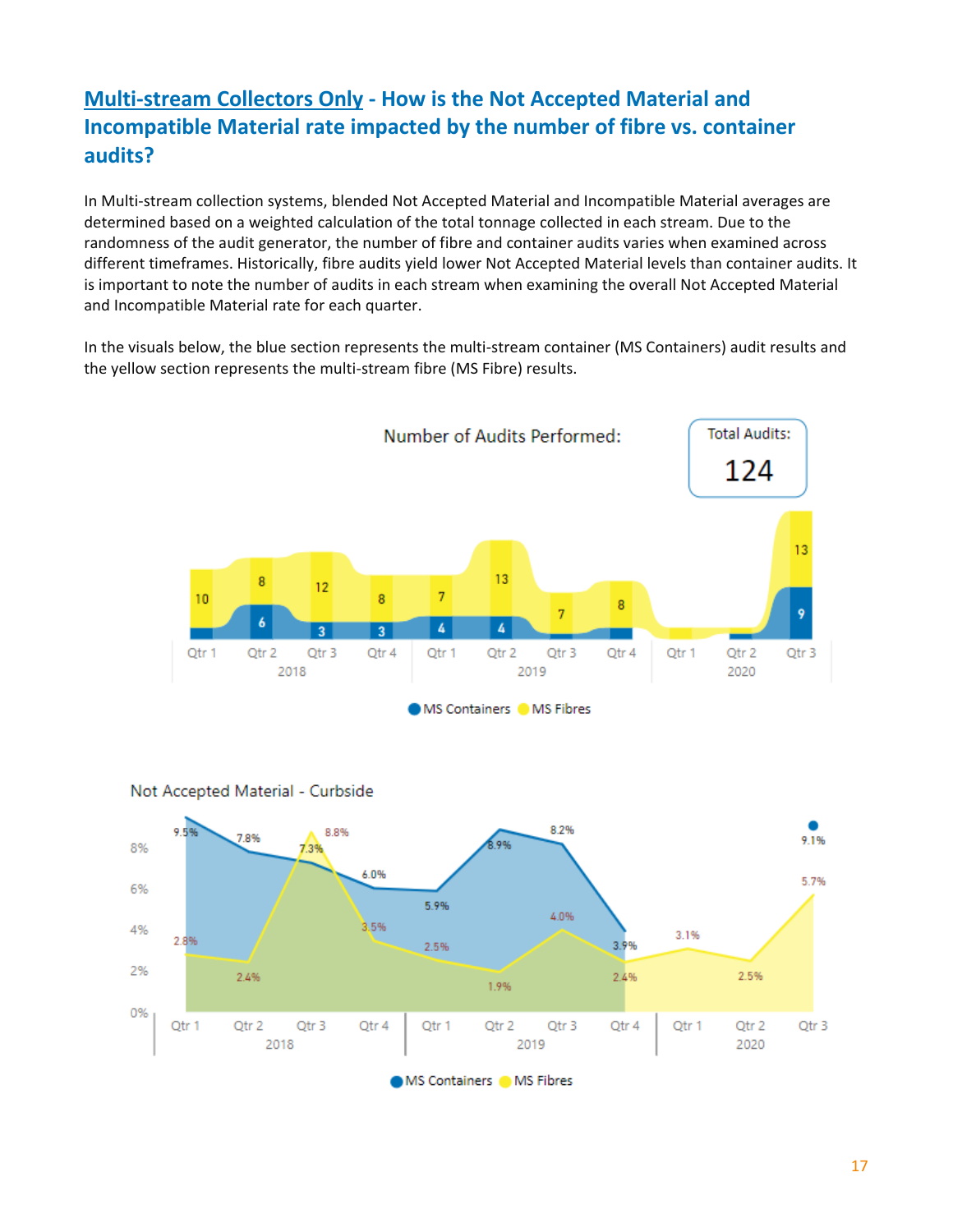## Multi-stream Collectors Only - How is the Not Accepted Material and Incompatible Material rate impacted by the number of fibre vs. container audits?

In Multi-stream collection systems, blended Not Accepted Material and Incompatible Material averages are determined based on a weighted calculation of the total tonnage collected in each stream. Due to the randomness of the audit generator, the number of fibre and container audits varies when examined across different timeframes. Historically, fibre audits yield lower Not Accepted Material levels than container audits. It is important to note the number of audits in each stream when examining the overall Not Accepted Material and Incompatible Material rate for each quarter.

In the visuals below, the blue section represents the multi-stream container (MS Containers) audit results and the yellow section represents the multi-stream fibre (MS Fibre) results.

Number of Audits Performed:

Total Audits: 124

| Year | Quarter | MS Containers | MS Fibres |
|---|---|---|---|
| 2018 | Qtr 1 | | 10 |
| 2018 | Qtr 2 | 6 | 8 |
| 2018 | Qtr 3 | 3 | 12 |
| 2018 | Qtr 4 | 3 | 8 |
| 2019 | Qtr 1 | 4 | 7 |
| 2019 | Qtr 2 | 4 | 13 |
| 2019 | Qtr 3 | | 7 |
| 2019 | Qtr 4 | | 8 |
| 2020 | Qtr 1 | | |
| 2020 | Qtr 2 | | |
| 2020 | Qtr 3 | 9 | 13 |

Not Accepted Material - Curbside

| Year | Quarter | MS Containers | MS Fibres |
|---|---|---|---|
| 2018 | Qtr 1 | 9.5% | 2.8% |
| 2018 | Qtr 2 | 7.8% | 2.4% |
| 2018 | Qtr 3 | 7.3% | 8.8% |
| 2018 | Qtr 4 | 6.0% | 3.5% |
| 2019 | Qtr 1 | 5.9% | 2.5% |
| 2019 | Qtr 2 | 8.9% | 1.9% |
| 2019 | Qtr 3 | 8.2% | 4.0% |
| 2019 | Qtr 4 | 3.9% | 2.4% |
| 2020 | Qtr 1 | | 3.1% |
| 2020 | Qtr 2 | | 2.5% |
| 2020 | Qtr 3 | 9.1% | 5.7% |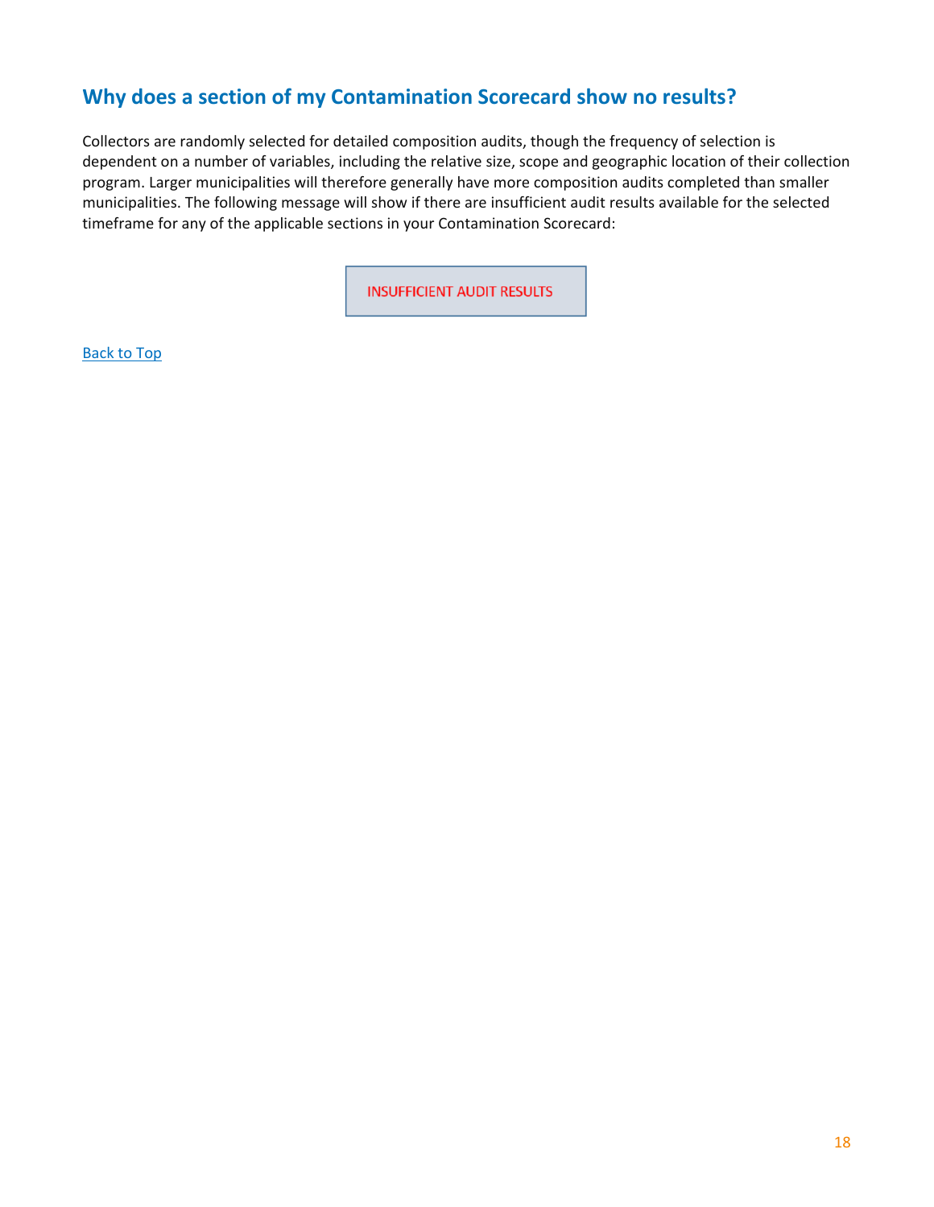## Why does a section of my Contamination Scorecard show no results?

Collectors are randomly selected for detailed composition audits, though the frequency of selection is dependent on a number of variables, including the relative size, scope and geographic location of their collection program. Larger municipalities will therefore generally have more composition audits completed than smaller municipalities. The following message will show if there are insufficient audit results available for the selected timeframe for any of the applicable sections in your Contamination Scorecard:

INSUFFICIENT AUDIT RESULTS

Back to Top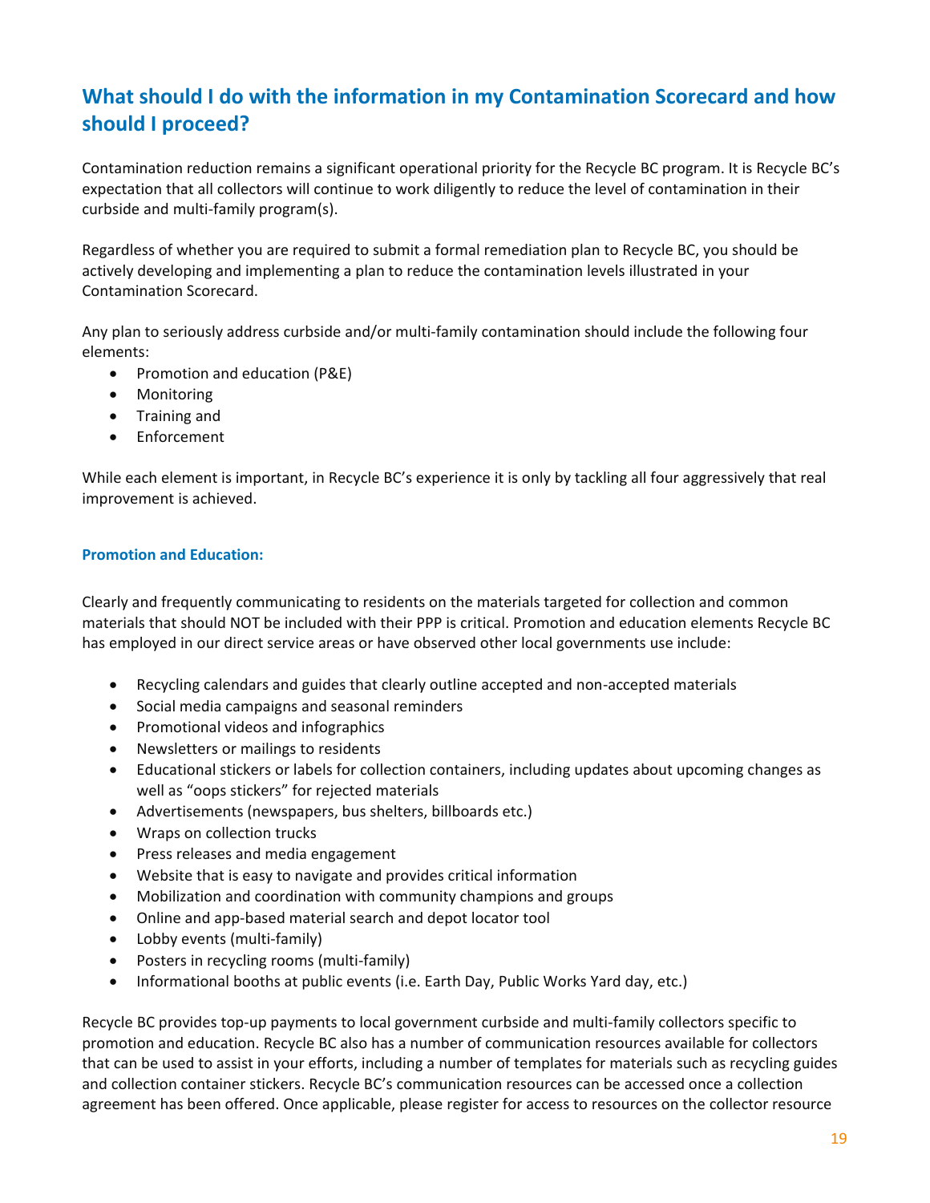## What should I do with the information in my Contamination Scorecard and how should I proceed?

Contamination reduction remains a significant operational priority for the Recycle BC program. It is Recycle BC's expectation that all collectors will continue to work diligently to reduce the level of contamination in their curbside and multi-family program(s).

Regardless of whether you are required to submit a formal remediation plan to Recycle BC, you should be actively developing and implementing a plan to reduce the contamination levels illustrated in your Contamination Scorecard.

Any plan to seriously address curbside and/or multi-family contamination should include the following four elements:

- Promotion and education (P&E)
- Monitoring
- Training and
- Enforcement

While each element is important, in Recycle BC's experience it is only by tackling all four aggressively that real improvement is achieved.

### Promotion and Education:

Clearly and frequently communicating to residents on the materials targeted for collection and common materials that should NOT be included with their PPP is critical. Promotion and education elements Recycle BC has employed in our direct service areas or have observed other local governments use include:

- Recycling calendars and guides that clearly outline accepted and non-accepted materials
- Social media campaigns and seasonal reminders
- Promotional videos and infographics
- Newsletters or mailings to residents
- Educational stickers or labels for collection containers, including updates about upcoming changes as well as "oops stickers" for rejected materials
- Advertisements (newspapers, bus shelters, billboards etc.)
- Wraps on collection trucks
- Press releases and media engagement
- Website that is easy to navigate and provides critical information
- Mobilization and coordination with community champions and groups
- Online and app-based material search and depot locator tool
- Lobby events (multi-family)
- Posters in recycling rooms (multi-family)
- Informational booths at public events (i.e. Earth Day, Public Works Yard day, etc.)

Recycle BC provides top-up payments to local government curbside and multi-family collectors specific to promotion and education. Recycle BC also has a number of communication resources available for collectors that can be used to assist in your efforts, including a number of templates for materials such as recycling guides and collection container stickers. Recycle BC's communication resources can be accessed once a collection agreement has been offered. Once applicable, please register for access to resources on the collector resource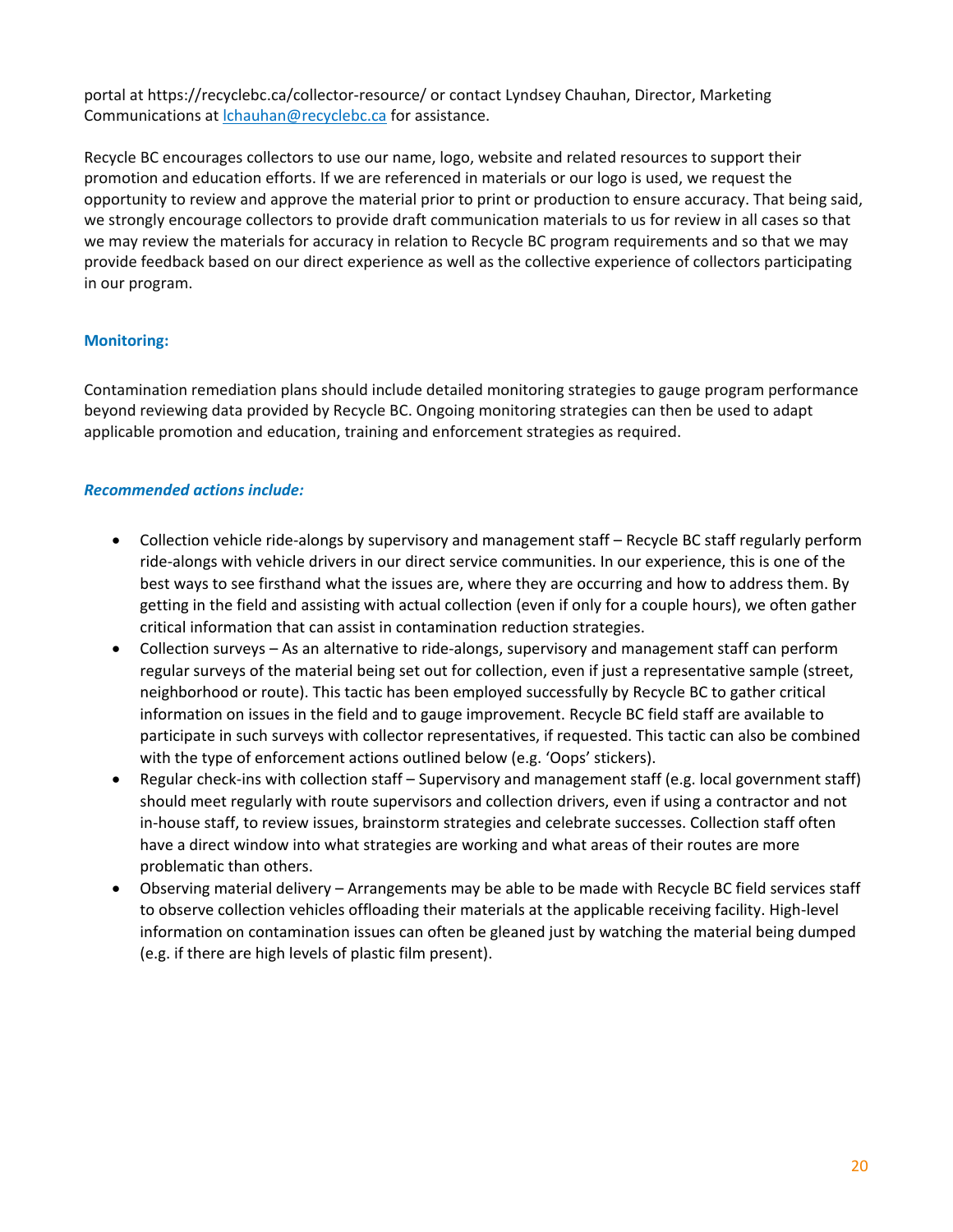portal at https://recyclebc.ca/collector-resource/ or contact Lyndsey Chauhan, Director, Marketing Communications at lchauhan@recyclebc.ca for assistance.

Recycle BC encourages collectors to use our name, logo, website and related resources to support their promotion and education efforts. If we are referenced in materials or our logo is used, we request the opportunity to review and approve the material prior to print or production to ensure accuracy. That being said, we strongly encourage collectors to provide draft communication materials to us for review in all cases so that we may review the materials for accuracy in relation to Recycle BC program requirements and so that we may provide feedback based on our direct experience as well as the collective experience of collectors participating in our program.

### Monitoring:

Contamination remediation plans should include detailed monitoring strategies to gauge program performance beyond reviewing data provided by Recycle BC. Ongoing monitoring strategies can then be used to adapt applicable promotion and education, training and enforcement strategies as required.

***Recommended actions include:***

- Collection vehicle ride-alongs by supervisory and management staff – Recycle BC staff regularly perform ride-alongs with vehicle drivers in our direct service communities. In our experience, this is one of the best ways to see firsthand what the issues are, where they are occurring and how to address them. By getting in the field and assisting with actual collection (even if only for a couple hours), we often gather critical information that can assist in contamination reduction strategies.
- Collection surveys – As an alternative to ride-alongs, supervisory and management staff can perform regular surveys of the material being set out for collection, even if just a representative sample (street, neighborhood or route). This tactic has been employed successfully by Recycle BC to gather critical information on issues in the field and to gauge improvement. Recycle BC field staff are available to participate in such surveys with collector representatives, if requested. This tactic can also be combined with the type of enforcement actions outlined below (e.g. 'Oops' stickers).
- Regular check-ins with collection staff – Supervisory and management staff (e.g. local government staff) should meet regularly with route supervisors and collection drivers, even if using a contractor and not in-house staff, to review issues, brainstorm strategies and celebrate successes. Collection staff often have a direct window into what strategies are working and what areas of their routes are more problematic than others.
- Observing material delivery – Arrangements may be able to be made with Recycle BC field services staff to observe collection vehicles offloading their materials at the applicable receiving facility. High-level information on contamination issues can often be gleaned just by watching the material being dumped (e.g. if there are high levels of plastic film present).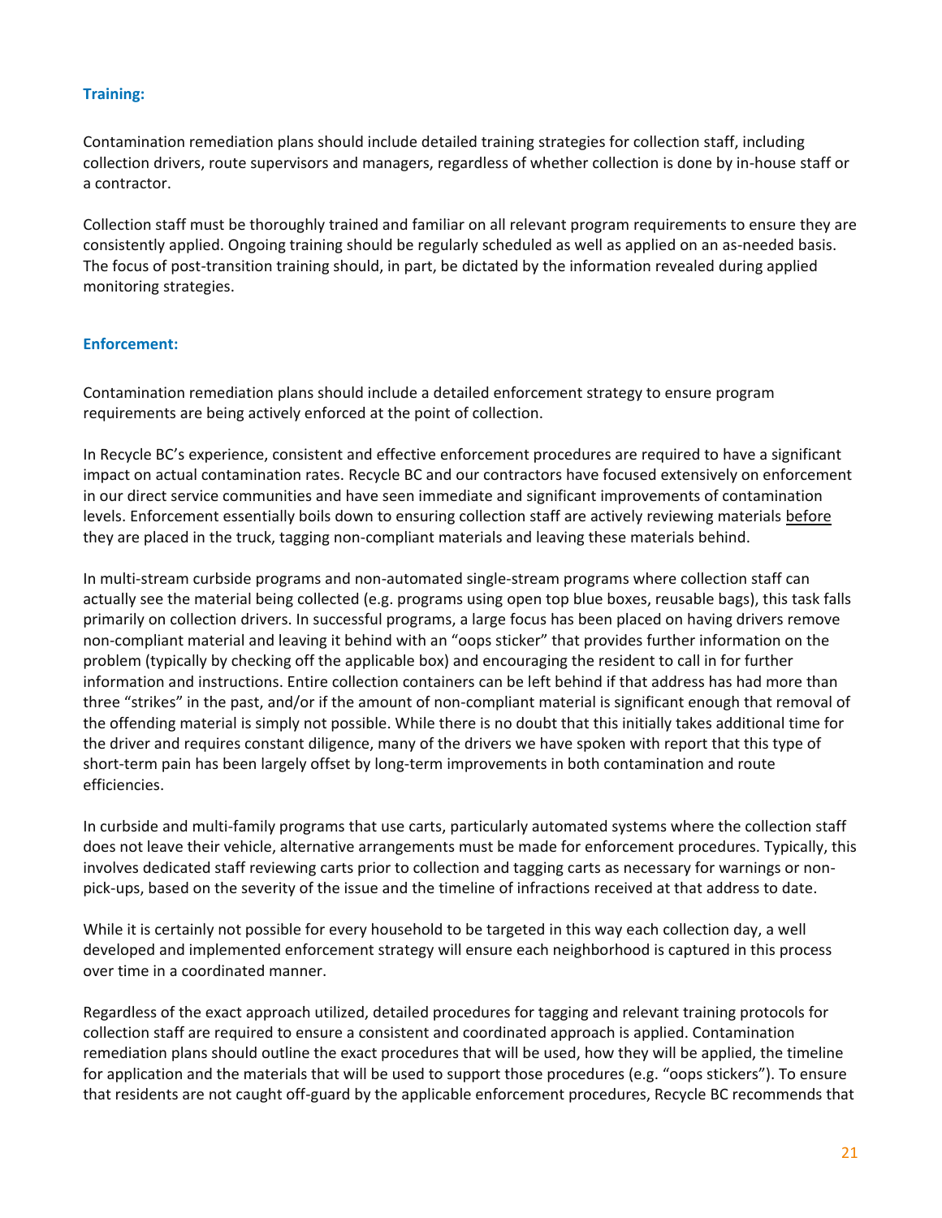### Training:

Contamination remediation plans should include detailed training strategies for collection staff, including collection drivers, route supervisors and managers, regardless of whether collection is done by in-house staff or a contractor.

Collection staff must be thoroughly trained and familiar on all relevant program requirements to ensure they are consistently applied. Ongoing training should be regularly scheduled as well as applied on an as-needed basis. The focus of post-transition training should, in part, be dictated by the information revealed during applied monitoring strategies.

### Enforcement:

Contamination remediation plans should include a detailed enforcement strategy to ensure program requirements are being actively enforced at the point of collection.

In Recycle BC's experience, consistent and effective enforcement procedures are required to have a significant impact on actual contamination rates. Recycle BC and our contractors have focused extensively on enforcement in our direct service communities and have seen immediate and significant improvements of contamination levels. Enforcement essentially boils down to ensuring collection staff are actively reviewing materials <u>before</u> they are placed in the truck, tagging non-compliant materials and leaving these materials behind.

In multi-stream curbside programs and non-automated single-stream programs where collection staff can actually see the material being collected (e.g. programs using open top blue boxes, reusable bags), this task falls primarily on collection drivers. In successful programs, a large focus has been placed on having drivers remove non-compliant material and leaving it behind with an "oops sticker" that provides further information on the problem (typically by checking off the applicable box) and encouraging the resident to call in for further information and instructions. Entire collection containers can be left behind if that address has had more than three "strikes" in the past, and/or if the amount of non-compliant material is significant enough that removal of the offending material is simply not possible. While there is no doubt that this initially takes additional time for the driver and requires constant diligence, many of the drivers we have spoken with report that this type of short-term pain has been largely offset by long-term improvements in both contamination and route efficiencies.

In curbside and multi-family programs that use carts, particularly automated systems where the collection staff does not leave their vehicle, alternative arrangements must be made for enforcement procedures. Typically, this involves dedicated staff reviewing carts prior to collection and tagging carts as necessary for warnings or non-pick-ups, based on the severity of the issue and the timeline of infractions received at that address to date.

While it is certainly not possible for every household to be targeted in this way each collection day, a well developed and implemented enforcement strategy will ensure each neighborhood is captured in this process over time in a coordinated manner.

Regardless of the exact approach utilized, detailed procedures for tagging and relevant training protocols for collection staff are required to ensure a consistent and coordinated approach is applied. Contamination remediation plans should outline the exact procedures that will be used, how they will be applied, the timeline for application and the materials that will be used to support those procedures (e.g. "oops stickers"). To ensure that residents are not caught off-guard by the applicable enforcement procedures, Recycle BC recommends that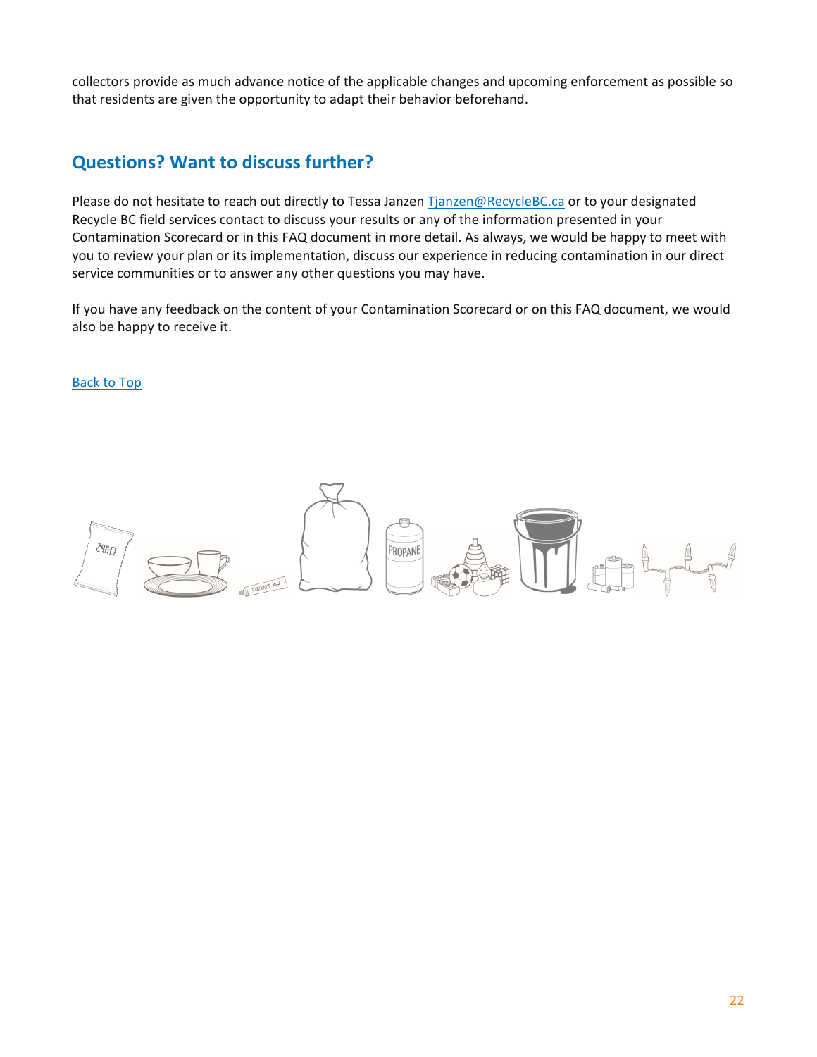collectors provide as much advance notice of the applicable changes and upcoming enforcement as possible so that residents are given the opportunity to adapt their behavior beforehand.

## Questions? Want to discuss further?

Please do not hesitate to reach out directly to Tessa Janzen Tjanzen@RecycleBC.ca or to your designated Recycle BC field services contact to discuss your results or any of the information presented in your Contamination Scorecard or in this FAQ document in more detail. As always, we would be happy to meet with you to review your plan or its implementation, discuss our experience in reducing contamination in our direct service communities or to answer any other questions you may have.

If you have any feedback on the content of your Contamination Scorecard or on this FAQ document, we would also be happy to receive it.

Back to Top